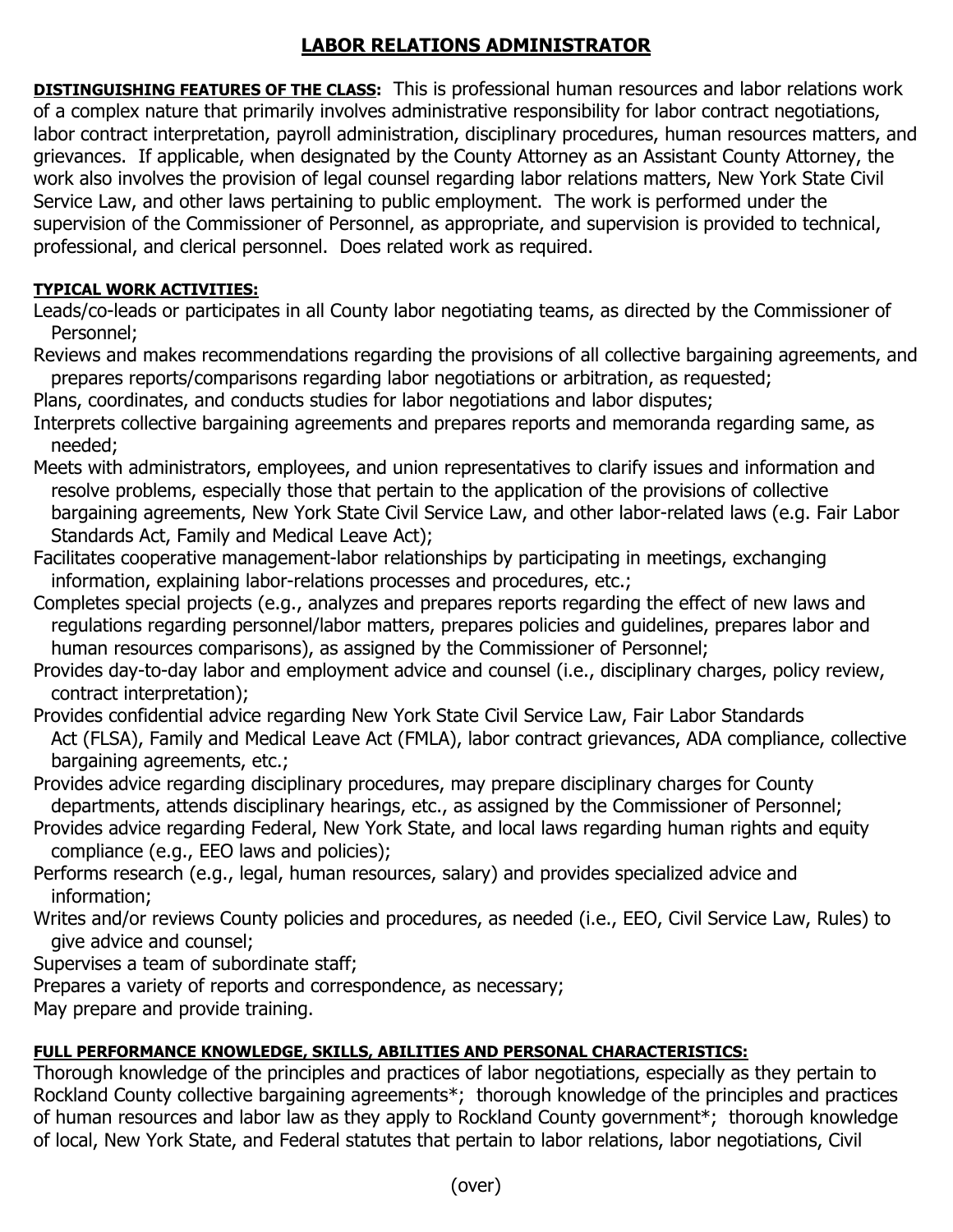# LABOR RELATIONS ADMINISTRATOR

**DISTINGUISHING FEATURES OF THE CLASS:** This is professional human resources and labor relations work of a complex nature that primarily involves administrative responsibility for labor contract negotiations, labor contract interpretation, payroll administration, disciplinary procedures, human resources matters, and grievances. If applicable, when designated by the County Attorney as an Assistant County Attorney, the work also involves the provision of legal counsel regarding labor relations matters, New York State Civil Service Law, and other laws pertaining to public employment. The work is performed under the supervision of the Commissioner of Personnel, as appropriate, and supervision is provided to technical, professional, and clerical personnel. Does related work as required.

**TYPICAL WORK ACTIVITIES:**

Leads/co-leads or participates in all County labor negotiating teams, as directed by the Commissioner of Personnel;
Reviews and makes recommendations regarding the provisions of all collective bargaining agreements, and prepares reports/comparisons regarding labor negotiations or arbitration, as requested;
Plans, coordinates, and conducts studies for labor negotiations and labor disputes;
Interprets collective bargaining agreements and prepares reports and memoranda regarding same, as needed;
Meets with administrators, employees, and union representatives to clarify issues and information and resolve problems, especially those that pertain to the application of the provisions of collective bargaining agreements, New York State Civil Service Law, and other labor-related laws (e.g. Fair Labor Standards Act, Family and Medical Leave Act);
Facilitates cooperative management-labor relationships by participating in meetings, exchanging information, explaining labor-relations processes and procedures, etc.;
Completes special projects (e.g., analyzes and prepares reports regarding the effect of new laws and regulations regarding personnel/labor matters, prepares policies and guidelines, prepares labor and human resources comparisons), as assigned by the Commissioner of Personnel;
Provides day-to-day labor and employment advice and counsel (i.e., disciplinary charges, policy review, contract interpretation);
Provides confidential advice regarding New York State Civil Service Law, Fair Labor Standards Act (FLSA), Family and Medical Leave Act (FMLA), labor contract grievances, ADA compliance, collective bargaining agreements, etc.;
Provides advice regarding disciplinary procedures, may prepare disciplinary charges for County departments, attends disciplinary hearings, etc., as assigned by the Commissioner of Personnel;
Provides advice regarding Federal, New York State, and local laws regarding human rights and equity compliance (e.g., EEO laws and policies);
Performs research (e.g., legal, human resources, salary) and provides specialized advice and information;
Writes and/or reviews County policies and procedures, as needed (i.e., EEO, Civil Service Law, Rules) to give advice and counsel;
Supervises a team of subordinate staff;
Prepares a variety of reports and correspondence, as necessary;
May prepare and provide training.

**FULL PERFORMANCE KNOWLEDGE, SKILLS, ABILITIES AND PERSONAL CHARACTERISTICS:**

Thorough knowledge of the principles and practices of labor negotiations, especially as they pertain to Rockland County collective bargaining agreements*; thorough knowledge of the principles and practices of human resources and labor law as they apply to Rockland County government*; thorough knowledge of local, New York State, and Federal statutes that pertain to labor relations, labor negotiations, Civil

(over)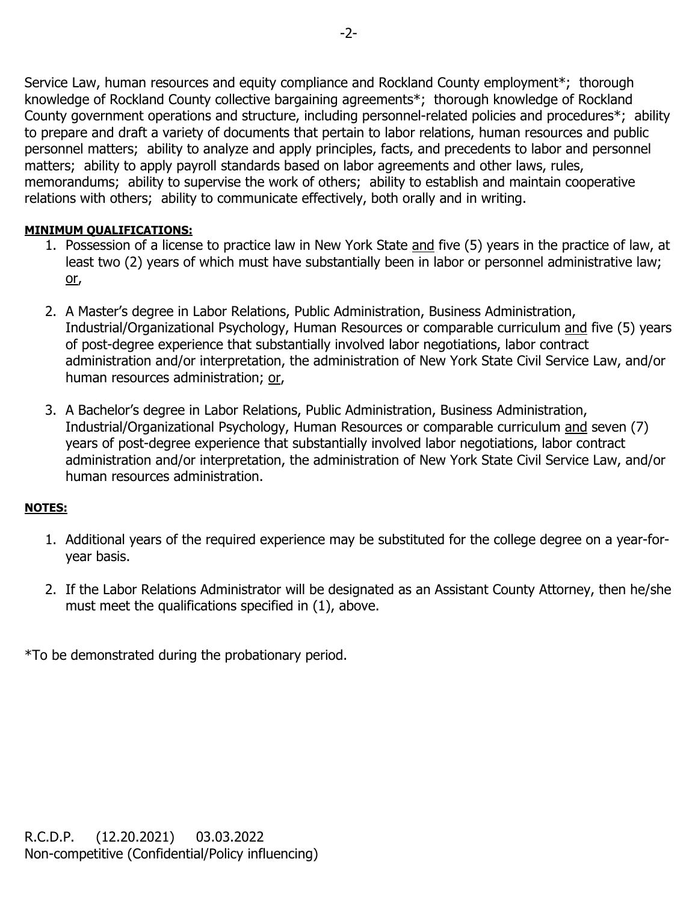Service Law, human resources and equity compliance and Rockland County employment*; thorough knowledge of Rockland County collective bargaining agreements*; thorough knowledge of Rockland County government operations and structure, including personnel-related policies and procedures*; ability to prepare and draft a variety of documents that pertain to labor relations, human resources and public personnel matters; ability to analyze and apply principles, facts, and precedents to labor and personnel matters; ability to apply payroll standards based on labor agreements and other laws, rules, memorandums; ability to supervise the work of others; ability to establish and maintain cooperative relations with others; ability to communicate effectively, both orally and in writing.

**MINIMUM QUALIFICATIONS:**

1. Possession of a license to practice law in New York State and five (5) years in the practice of law, at least two (2) years of which must have substantially been in labor or personnel administrative law; or,

2. A Master's degree in Labor Relations, Public Administration, Business Administration, Industrial/Organizational Psychology, Human Resources or comparable curriculum and five (5) years of post-degree experience that substantially involved labor negotiations, labor contract administration and/or interpretation, the administration of New York State Civil Service Law, and/or human resources administration; or,

3. A Bachelor's degree in Labor Relations, Public Administration, Business Administration, Industrial/Organizational Psychology, Human Resources or comparable curriculum and seven (7) years of post-degree experience that substantially involved labor negotiations, labor contract administration and/or interpretation, the administration of New York State Civil Service Law, and/or human resources administration.

**NOTES:**

1. Additional years of the required experience may be substituted for the college degree on a year-for-year basis.

2. If the Labor Relations Administrator will be designated as an Assistant County Attorney, then he/she must meet the qualifications specified in (1), above.

*To be demonstrated during the probationary period.

R.C.D.P. (12.20.2021) 03.03.2022
Non-competitive (Confidential/Policy influencing)